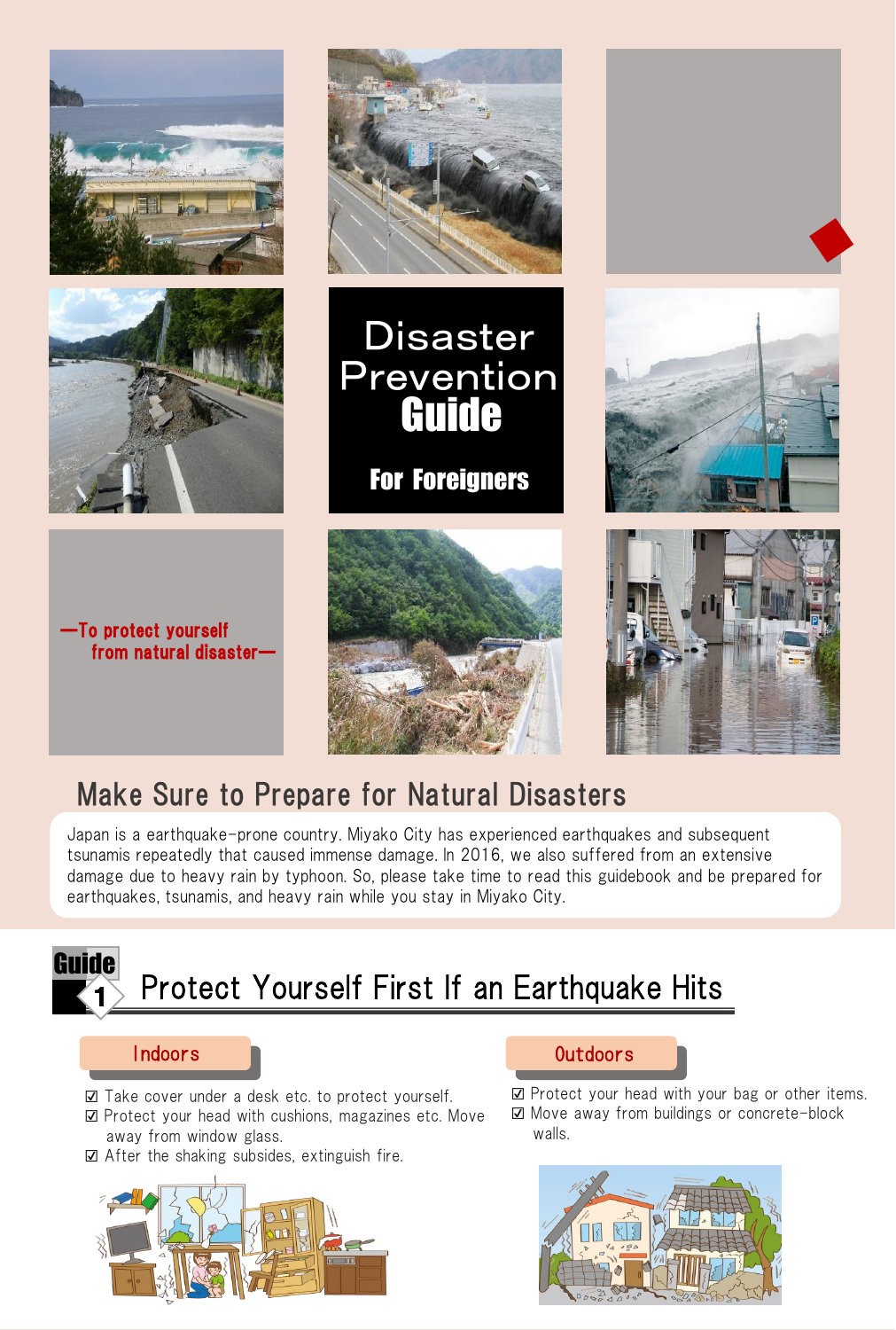# Disaster Prevention Guide

**For Foreigners**

—To protect yourself from natural disaster—

## Make Sure to Prepare for Natural Disasters

Japan is a earthquake-prone country. Miyako City has experienced earthquakes and subsequent tsunamis repeatedly that caused immense damage. In 2016, we also suffered from an extensive damage due to heavy rain by typhoon. So, please take time to read this guidebook and be prepared for earthquakes, tsunamis, and heavy rain while you stay in Miyako City.

## Guide 1 Protect Yourself First If an Earthquake Hits

### Indoors

- ☑ Take cover under a desk etc. to protect yourself.
- ☑ Protect your head with cushions, magazines etc. Move away from window glass.
- ☑ After the shaking subsides, extinguish fire.

### Outdoors

- ☑ Protect your head with your bag or other items.
- ☑ Move away from buildings or concrete-block walls.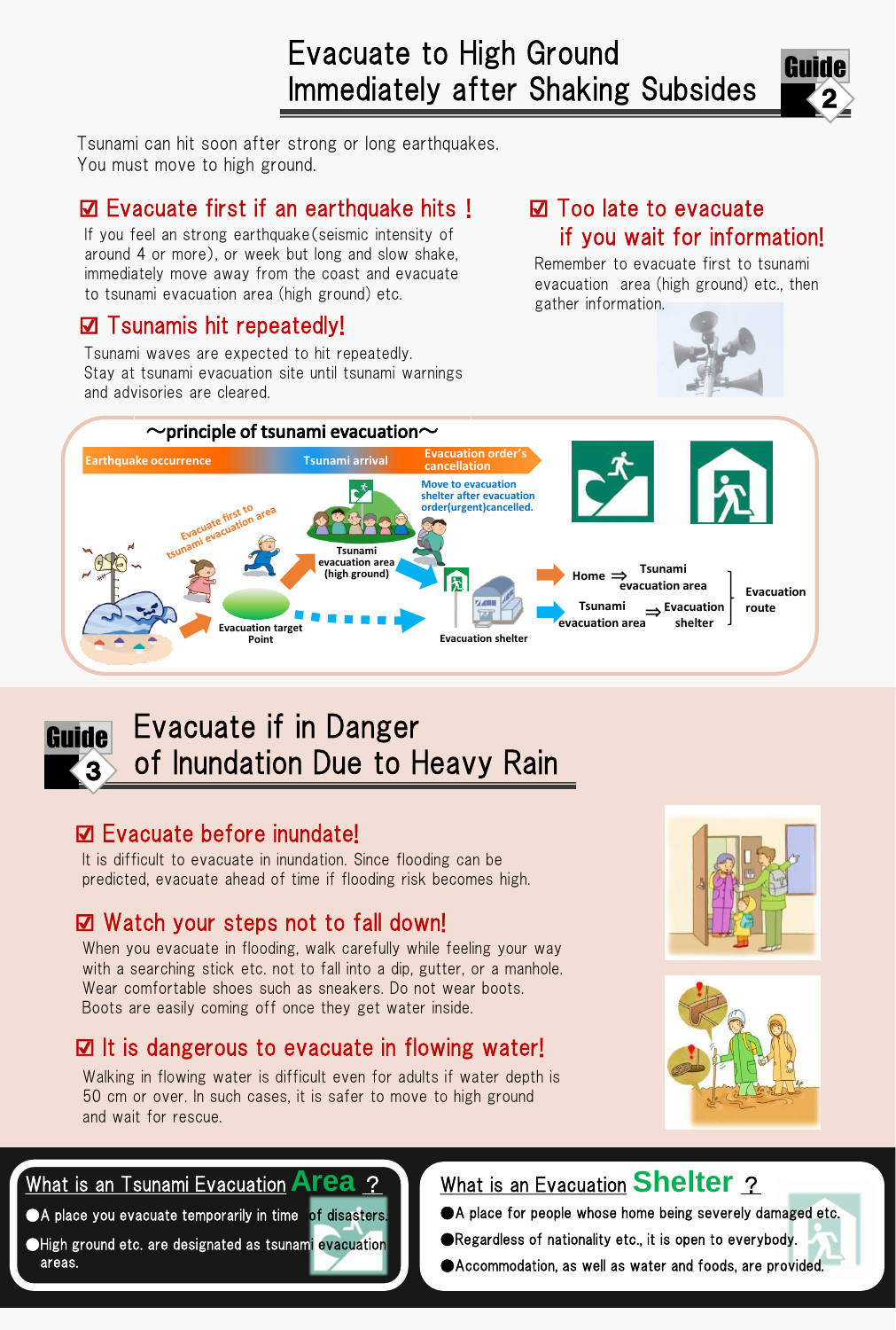# Evacuate to High Ground Immediately after Shaking Subsides

**Guide 2**

Tsunami can hit soon after strong or long earthquakes.
You must move to high ground.

## ☑ Evacuate first if an earthquake hits！

If you feel an strong earthquake(seismic intensity of around 4 or more), or week but long and slow shake, immediately move away from the coast and evacuate to tsunami evacuation area (high ground) etc.

## ☑ Tsunamis hit repeatedly!

Tsunami waves are expected to hit repeatedly.
Stay at tsunami evacuation site until tsunami warnings and advisories are cleared.

## ☑ Too late to evacuate if you wait for information!

Remember to evacuate first to tsunami evacuation area (high ground) etc., then gather information.

### ～principle of tsunami evacuation～

Earthquake occurrence → Tsunami arrival → Evacuation order's cancellation

Evacuate first to tsunami evacuation area

Tsunami evacuation area (high ground)

Move to evacuation shelter after evacuation order(urgent)cancelled.

Evacuation target Point

Evacuation shelter

Evacuation route:
- Home ⇒ Tsunami evacuation area
- Tsunami evacuation area ⇒ Evacuation shelter

# Evacuate if in Danger of Inundation Due to Heavy Rain

**Guide 3**

## ☑ Evacuate before inundate!

It is difficult to evacuate in inundation. Since flooding can be predicted, evacuate ahead of time if flooding risk becomes high.

## ☑ Watch your steps not to fall down!

When you evacuate in flooding, walk carefully while feeling your way with a searching stick etc. not to fall into a dip, gutter, or a manhole. Wear comfortable shoes such as sneakers. Do not wear boots. Boots are easily coming off once they get water inside.

## ☑ It is dangerous to evacuate in flowing water!

Walking in flowing water is difficult even for adults if water depth is 50 cm or over. In such cases, it is safer to move to high ground and wait for rescue.

### What is an Tsunami Evacuation **Area** ?

- A place you evacuate temporarily in time of disasters.
- High ground etc. are designated as tsunami evacuation areas.

### What is an Evacuation **Shelter** ?

- A place for people whose home being severely damaged etc.
- Regardless of nationality etc., it is open to everybody.
- Accommodation, as well as water and foods, are provided.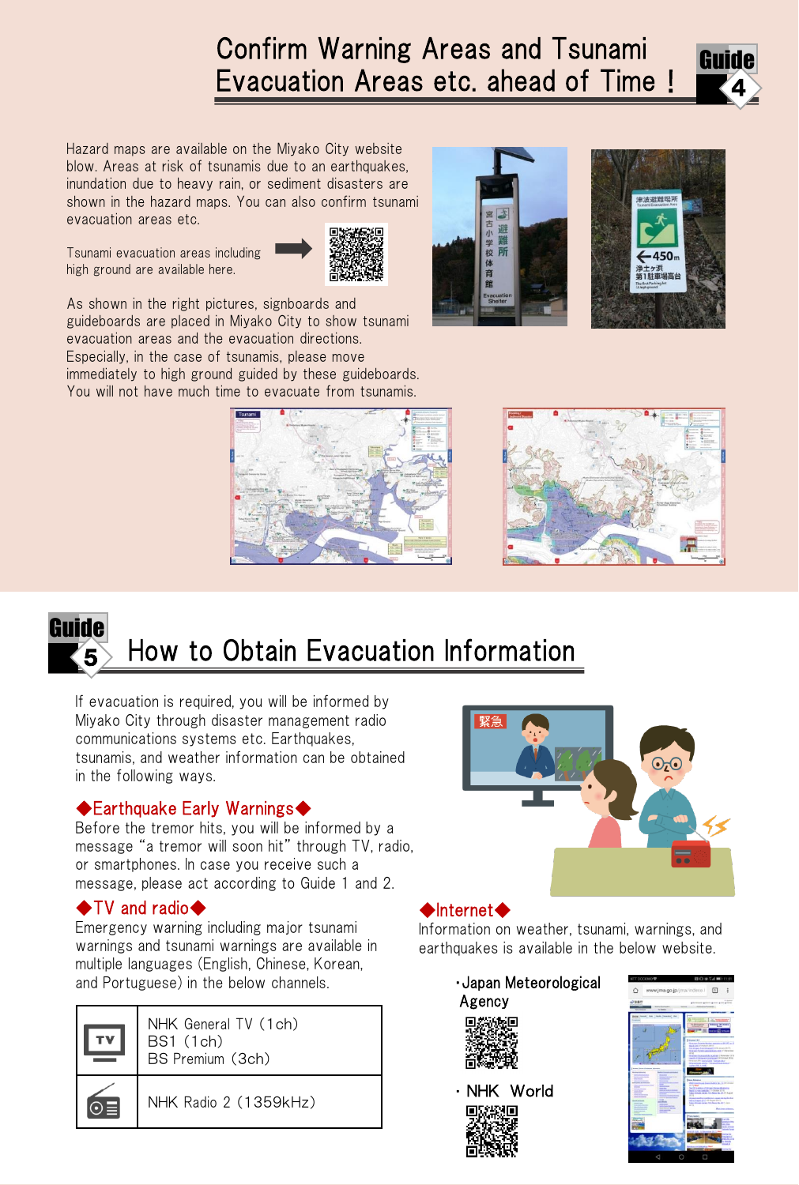## Guide 4 Confirm Warning Areas and Tsunami Evacuation Areas etc. ahead of Time !

Hazard maps are available on the Miyako City website blow. Areas at risk of tsunamis due to an earthquakes, inundation due to heavy rain, or sediment disasters are shown in the hazard maps. You can also confirm tsunami evacuation areas etc.

Tsunami evacuation areas including high ground are available here.

As shown in the right pictures, signboards and guideboards are placed in Miyako City to show tsunami evacuation areas and the evacuation directions. Especially, in the case of tsunamis, please move immediately to high ground guided by these guideboards. You will not have much time to evacuate from tsunamis.

## Guide 5 How to Obtain Evacuation Information

If evacuation is required, you will be informed by Miyako City through disaster management radio communications systems etc. Earthquakes, tsunamis, and weather information can be obtained in the following ways.

### ◆Earthquake Early Warnings◆

Before the tremor hits, you will be informed by a message "a tremor will soon hit" through TV, radio, or smartphones. In case you receive such a message, please act according to Guide 1 and 2.

### ◆TV and radio◆

Emergency warning including major tsunami warnings and tsunami warnings are available in multiple languages (English, Chinese, Korean, and Portuguese) in the below channels.

| | |
|---|---|
| TV | NHK General TV (1ch)<br>BS1 (1ch)<br>BS Premium (3ch) |
| Radio | NHK Radio 2 (1359kHz) |

### ◆Internet◆

Information on weather, tsunami, warnings, and earthquakes is available in the below website.

- Japan Meteorological Agency
- NHK World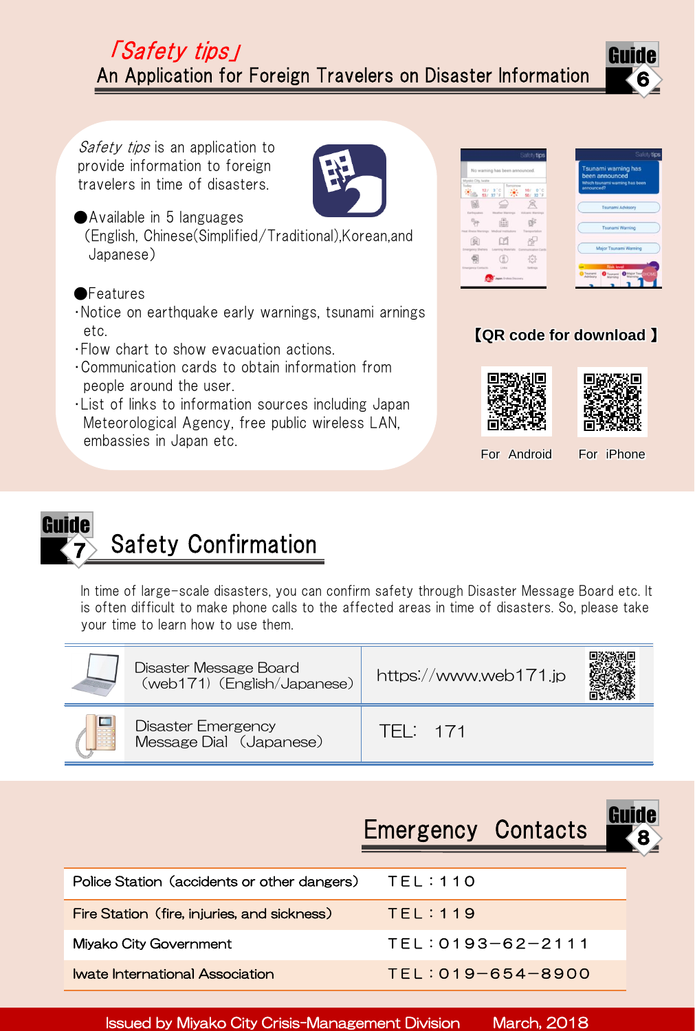# 「*Safety tips*」
## An Application for Foreign Travelers on Disaster Information

Guide 6

*Safety tips* is an application to provide information to foreign travelers in time of disasters.

●Available in 5 languages
(English, Chinese(Simplified/Traditional),Korean,and Japanese)

●Features
- ･Notice on earthquake early warnings, tsunami arnings etc.
- ･Flow chart to show evacuation actions.
- ･Communication cards to obtain information from people around the user.
- ･List of links to information sources including Japan Meteorological Agency, free public wireless LAN, embassies in Japan etc.

【QR code for download 】

For Android　　For iPhone

## Guide 7 Safety Confirmation

In time of large-scale disasters, you can confirm safety through Disaster Message Board etc. It is often difficult to make phone calls to the affected areas in time of disasters. So, please take your time to learn how to use them.

| | |
|---|---|
| Disaster Message Board (web171) (English/Japanese) | https://www.web171.jp |
| Disaster Emergency Message Dial (Japanese) | TEL: 171 |

## Emergency Contacts

Guide 8

| | |
|---|---|
| Police Station (accidents or other dangers) | TEL：110 |
| Fire Station (fire, injuries, and sickness) | TEL：119 |
| Miyako City Government | TEL：0193−62−2111 |
| Iwate International Association | TEL：019−654−8900 |

Issued by Miyako City Crisis-Management Division　　March, 2018